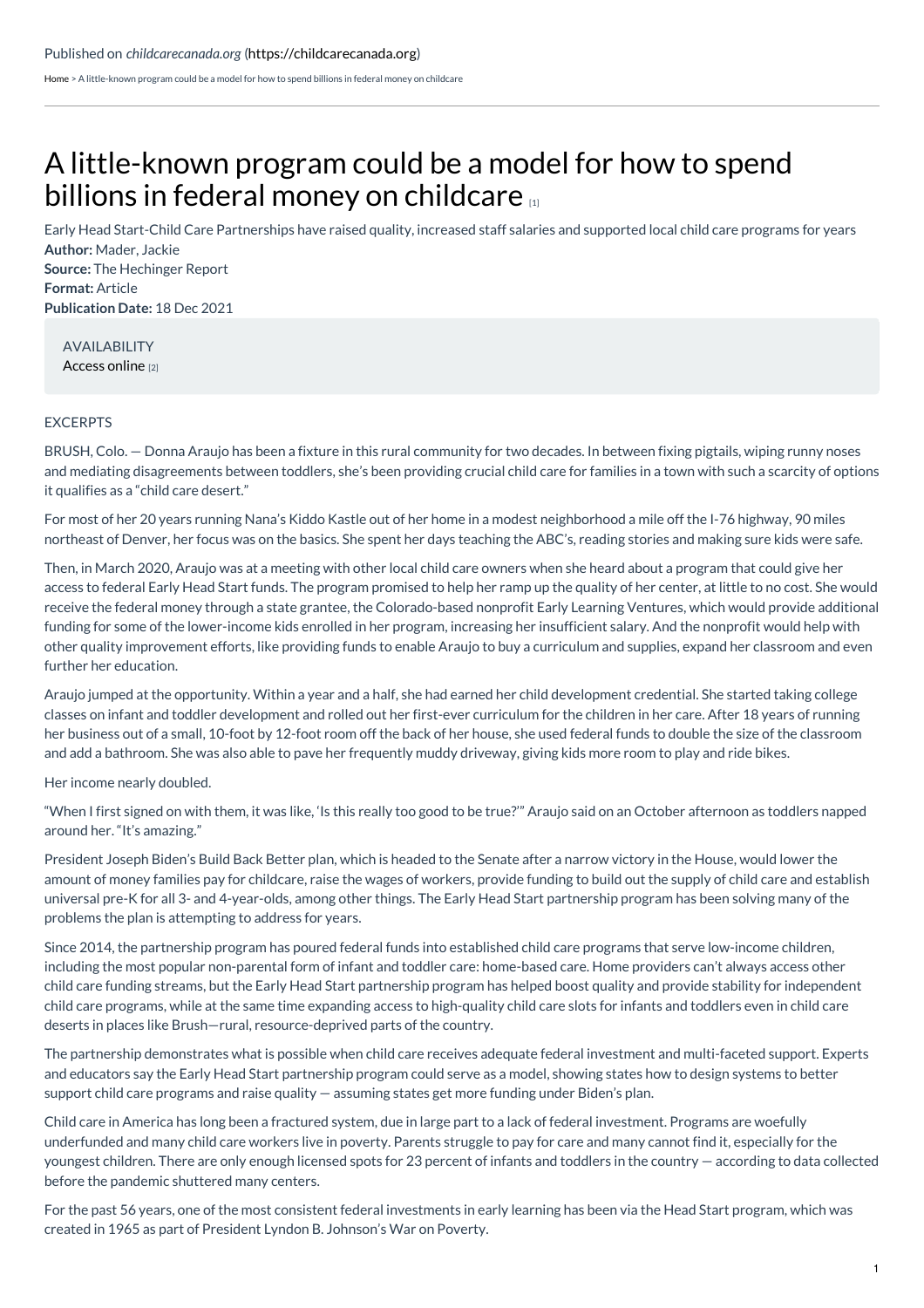Published on *childcarecanada.org* (https://childcarecanada.org)

Home > A little-known program could be a model for how to spend billions in federal money on childcare

# A little-known program could be a model for how to spend billions in federal money on childcare [1]

Early Head Start-Child Care Partnerships have raised quality, increased staff salaries and supported local child care programs for years

**Author:** Mader, Jackie
**Source:** The Hechinger Report
**Format:** Article
**Publication Date:** 18 Dec 2021

AVAILABILITY
Access online [2]

EXCERPTS

BRUSH, Colo. — Donna Araujo has been a fixture in this rural community for two decades. In between fixing pigtails, wiping runny noses and mediating disagreements between toddlers, she's been providing crucial child care for families in a town with such a scarcity of options it qualifies as a "child care desert."

For most of her 20 years running Nana's Kiddo Kastle out of her home in a modest neighborhood a mile off the I-76 highway, 90 miles northeast of Denver, her focus was on the basics. She spent her days teaching the ABC's, reading stories and making sure kids were safe.

Then, in March 2020, Araujo was at a meeting with other local child care owners when she heard about a program that could give her access to federal Early Head Start funds. The program promised to help her ramp up the quality of her center, at little to no cost. She would receive the federal money through a state grantee, the Colorado-based nonprofit Early Learning Ventures, which would provide additional funding for some of the lower-income kids enrolled in her program, increasing her insufficient salary. And the nonprofit would help with other quality improvement efforts, like providing funds to enable Araujo to buy a curriculum and supplies, expand her classroom and even further her education.

Araujo jumped at the opportunity. Within a year and a half, she had earned her child development credential. She started taking college classes on infant and toddler development and rolled out her first-ever curriculum for the children in her care. After 18 years of running her business out of a small, 10-foot by 12-foot room off the back of her house, she used federal funds to double the size of the classroom and add a bathroom. She was also able to pave her frequently muddy driveway, giving kids more room to play and ride bikes.

Her income nearly doubled.

"When I first signed on with them, it was like, 'Is this really too good to be true?'" Araujo said on an October afternoon as toddlers napped around her. "It's amazing."

President Joseph Biden's Build Back Better plan, which is headed to the Senate after a narrow victory in the House, would lower the amount of money families pay for childcare, raise the wages of workers, provide funding to build out the supply of child care and establish universal pre-K for all 3- and 4-year-olds, among other things. The Early Head Start partnership program has been solving many of the problems the plan is attempting to address for years.

Since 2014, the partnership program has poured federal funds into established child care programs that serve low-income children, including the most popular non-parental form of infant and toddler care: home-based care. Home providers can't always access other child care funding streams, but the Early Head Start partnership program has helped boost quality and provide stability for independent child care programs, while at the same time expanding access to high-quality child care slots for infants and toddlers even in child care deserts in places like Brush—rural, resource-deprived parts of the country.

The partnership demonstrates what is possible when child care receives adequate federal investment and multi-faceted support. Experts and educators say the Early Head Start partnership program could serve as a model, showing states how to design systems to better support child care programs and raise quality — assuming states get more funding under Biden's plan.

Child care in America has long been a fractured system, due in large part to a lack of federal investment. Programs are woefully underfunded and many child care workers live in poverty. Parents struggle to pay for care and many cannot find it, especially for the youngest children. There are only enough licensed spots for 23 percent of infants and toddlers in the country — according to data collected before the pandemic shuttered many centers.

For the past 56 years, one of the most consistent federal investments in early learning has been via the Head Start program, which was created in 1965 as part of President Lyndon B. Johnson's War on Poverty.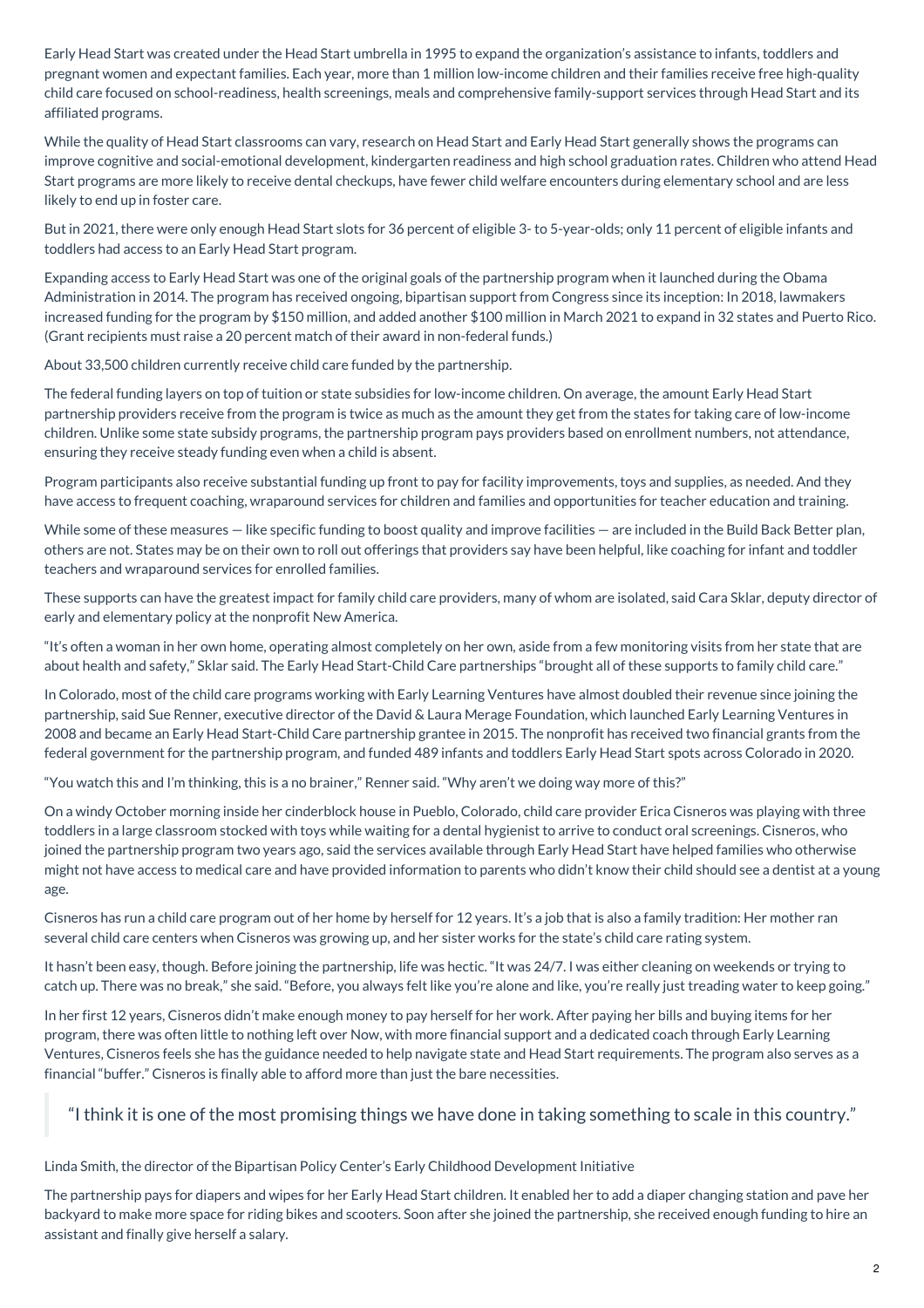Early Head Start was created under the Head Start umbrella in 1995 to expand the organization's assistance to infants, toddlers and pregnant women and expectant families. Each year, more than 1 million low-income children and their families receive free high-quality child care focused on school-readiness, health screenings, meals and comprehensive family-support services through Head Start and its affiliated programs.

While the quality of Head Start classrooms can vary, research on Head Start and Early Head Start generally shows the programs can improve cognitive and social-emotional development, kindergarten readiness and high school graduation rates. Children who attend Head Start programs are more likely to receive dental checkups, have fewer child welfare encounters during elementary school and are less likely to end up in foster care.

But in 2021, there were only enough Head Start slots for 36 percent of eligible 3- to 5-year-olds; only 11 percent of eligible infants and toddlers had access to an Early Head Start program.

Expanding access to Early Head Start was one of the original goals of the partnership program when it launched during the Obama Administration in 2014. The program has received ongoing, bipartisan support from Congress since its inception: In 2018, lawmakers increased funding for the program by $150 million, and added another $100 million in March 2021 to expand in 32 states and Puerto Rico. (Grant recipients must raise a 20 percent match of their award in non-federal funds.)

About 33,500 children currently receive child care funded by the partnership.

The federal funding layers on top of tuition or state subsidies for low-income children. On average, the amount Early Head Start partnership providers receive from the program is twice as much as the amount they get from the states for taking care of low-income children. Unlike some state subsidy programs, the partnership program pays providers based on enrollment numbers, not attendance, ensuring they receive steady funding even when a child is absent.

Program participants also receive substantial funding up front to pay for facility improvements, toys and supplies, as needed. And they have access to frequent coaching, wraparound services for children and families and opportunities for teacher education and training.

While some of these measures — like specific funding to boost quality and improve facilities — are included in the Build Back Better plan, others are not. States may be on their own to roll out offerings that providers say have been helpful, like coaching for infant and toddler teachers and wraparound services for enrolled families.

These supports can have the greatest impact for family child care providers, many of whom are isolated, said Cara Sklar, deputy director of early and elementary policy at the nonprofit New America.

"It's often a woman in her own home, operating almost completely on her own, aside from a few monitoring visits from her state that are about health and safety," Sklar said. The Early Head Start-Child Care partnerships "brought all of these supports to family child care."

In Colorado, most of the child care programs working with Early Learning Ventures have almost doubled their revenue since joining the partnership, said Sue Renner, executive director of the David & Laura Merage Foundation, which launched Early Learning Ventures in 2008 and became an Early Head Start-Child Care partnership grantee in 2015. The nonprofit has received two financial grants from the federal government for the partnership program, and funded 489 infants and toddlers Early Head Start spots across Colorado in 2020.

"You watch this and I'm thinking, this is a no brainer," Renner said. "Why aren't we doing way more of this?"

On a windy October morning inside her cinderblock house in Pueblo, Colorado, child care provider Erica Cisneros was playing with three toddlers in a large classroom stocked with toys while waiting for a dental hygienist to arrive to conduct oral screenings. Cisneros, who joined the partnership program two years ago, said the services available through Early Head Start have helped families who otherwise might not have access to medical care and have provided information to parents who didn't know their child should see a dentist at a young age.

Cisneros has run a child care program out of her home by herself for 12 years. It's a job that is also a family tradition: Her mother ran several child care centers when Cisneros was growing up, and her sister works for the state's child care rating system.

It hasn't been easy, though. Before joining the partnership, life was hectic. "It was 24/7. I was either cleaning on weekends or trying to catch up. There was no break," she said. "Before, you always felt like you're alone and like, you're really just treading water to keep going."

In her first 12 years, Cisneros didn't make enough money to pay herself for her work. After paying her bills and buying items for her program, there was often little to nothing left over Now, with more financial support and a dedicated coach through Early Learning Ventures, Cisneros feels she has the guidance needed to help navigate state and Head Start requirements. The program also serves as a financial "buffer." Cisneros is finally able to afford more than just the bare necessities.

> "I think it is one of the most promising things we have done in taking something to scale in this country."

Linda Smith, the director of the Bipartisan Policy Center's Early Childhood Development Initiative

The partnership pays for diapers and wipes for her Early Head Start children. It enabled her to add a diaper changing station and pave her backyard to make more space for riding bikes and scooters. Soon after she joined the partnership, she received enough funding to hire an assistant and finally give herself a salary.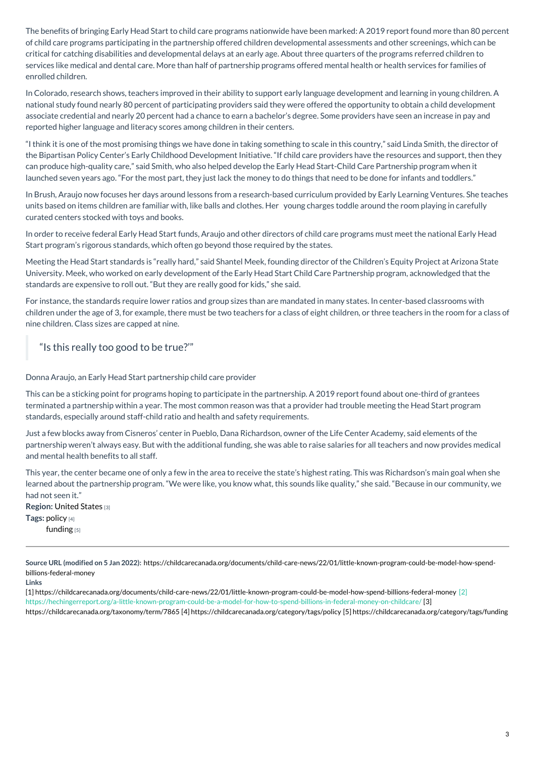The benefits of bringing Early Head Start to child care programs nationwide have been marked: A 2019 report found more than 80 percent of child care programs participating in the partnership offered children developmental assessments and other screenings, which can be critical for catching disabilities and developmental delays at an early age. About three quarters of the programs referred children to services like medical and dental care. More than half of partnership programs offered mental health or health services for families of enrolled children.

In Colorado, research shows, teachers improved in their ability to support early language development and learning in young children. A national study found nearly 80 percent of participating providers said they were offered the opportunity to obtain a child development associate credential and nearly 20 percent had a chance to earn a bachelor's degree. Some providers have seen an increase in pay and reported higher language and literacy scores among children in their centers.

"I think it is one of the most promising things we have done in taking something to scale in this country," said Linda Smith, the director of the Bipartisan Policy Center's Early Childhood Development Initiative. "If child care providers have the resources and support, then they can produce high-quality care," said Smith, who also helped develop the Early Head Start-Child Care Partnership program when it launched seven years ago. "For the most part, they just lack the money to do things that need to be done for infants and toddlers."

In Brush, Araujo now focuses her days around lessons from a research-based curriculum provided by Early Learning Ventures. She teaches units based on items children are familiar with, like balls and clothes. Her young charges toddle around the room playing in carefully curated centers stocked with toys and books.

In order to receive federal Early Head Start funds, Araujo and other directors of child care programs must meet the national Early Head Start program's rigorous standards, which often go beyond those required by the states.

Meeting the Head Start standards is "really hard," said Shantel Meek, founding director of the Children's Equity Project at Arizona State University. Meek, who worked on early development of the Early Head Start Child Care Partnership program, acknowledged that the standards are expensive to roll out. "But they are really good for kids," she said.

For instance, the standards require lower ratios and group sizes than are mandated in many states. In center-based classrooms with children under the age of 3, for example, there must be two teachers for a class of eight children, or three teachers in the room for a class of nine children. Class sizes are capped at nine.

> "Is this really too good to be true?'"

Donna Araujo, an Early Head Start partnership child care provider

This can be a sticking point for programs hoping to participate in the partnership. A 2019 report found about one-third of grantees terminated a partnership within a year. The most common reason was that a provider had trouble meeting the Head Start program standards, especially around staff-child ratio and health and safety requirements.

Just a few blocks away from Cisneros' center in Pueblo, Dana Richardson, owner of the Life Center Academy, said elements of the partnership weren't always easy. But with the additional funding, she was able to raise salaries for all teachers and now provides medical and mental health benefits to all staff.

This year, the center became one of only a few in the area to receive the state's highest rating. This was Richardson's main goal when she learned about the partnership program. "We were like, you know what, this sounds like quality," she said. "Because in our community, we had not seen it."

**Region:** United States [3]
**Tags:** policy [4]
funding [5]

---

**Source URL (modified on 5 Jan 2022):** https://childcarecanada.org/documents/child-care-news/22/01/little-known-program-could-be-model-how-spend-billions-federal-money

**Links**

[1] https://childcarecanada.org/documents/child-care-news/22/01/little-known-program-could-be-model-how-spend-billions-federal-money [2] https://hechingerreport.org/a-little-known-program-could-be-a-model-for-how-to-spend-billions-in-federal-money-on-childcare/ [3] https://childcarecanada.org/taxonomy/term/7865 [4] https://childcarecanada.org/category/tags/policy [5] https://childcarecanada.org/category/tags/funding